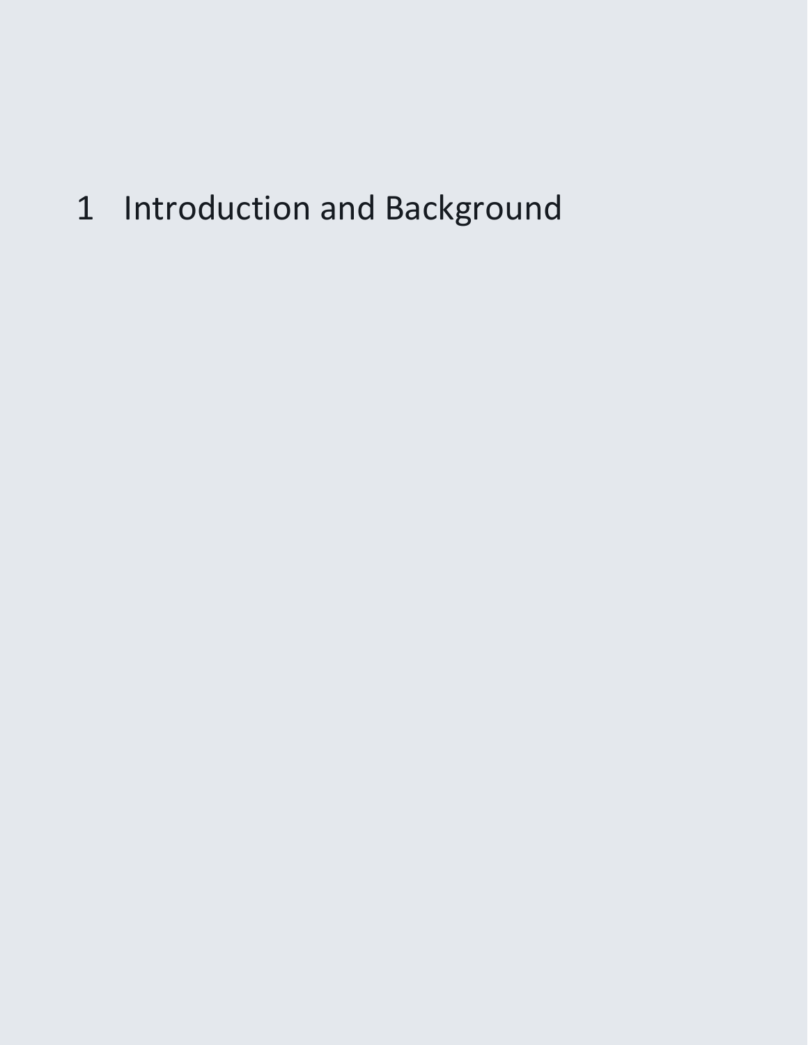# 1 Introduction and Background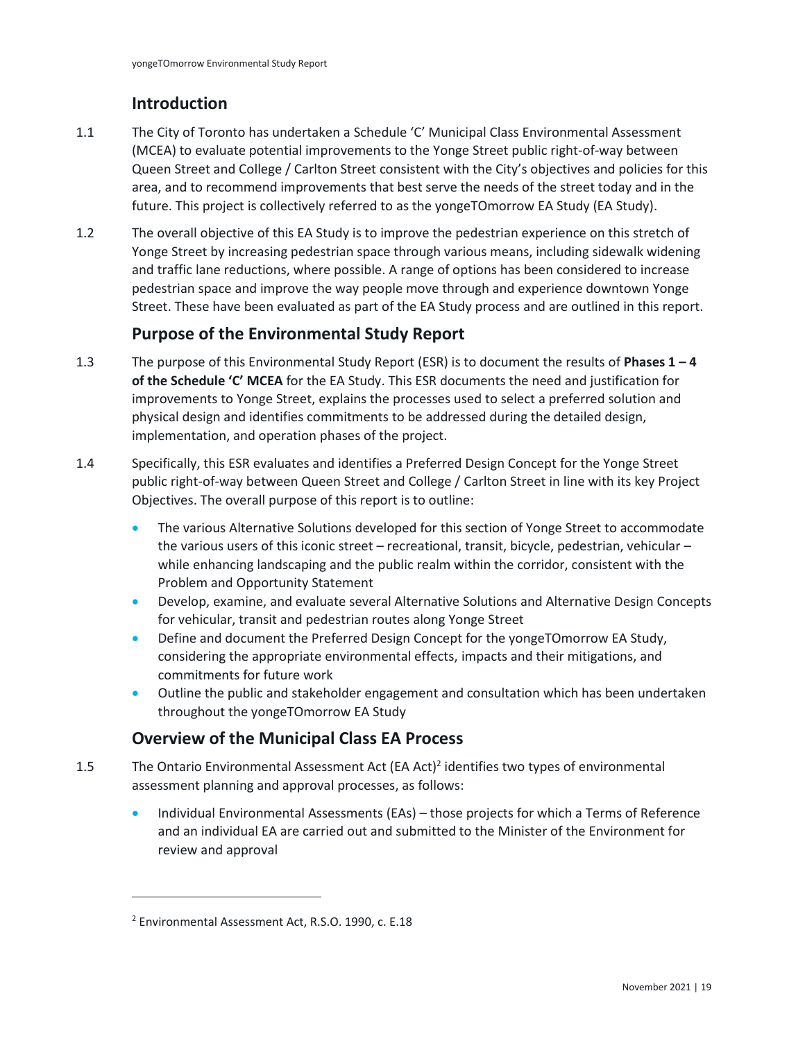## Introduction

1.1 The City of Toronto has undertaken a Schedule 'C' Municipal Class Environmental Assessment (MCEA) to evaluate potential improvements to the Yonge Street public right-of-way between Queen Street and College / Carlton Street consistent with the City's objectives and policies for this area, and to recommend improvements that best serve the needs of the street today and in the future. This project is collectively referred to as the yongeTOmorrow EA Study (EA Study).

1.2 The overall objective of this EA Study is to improve the pedestrian experience on this stretch of Yonge Street by increasing pedestrian space through various means, including sidewalk widening and traffic lane reductions, where possible. A range of options has been considered to increase pedestrian space and improve the way people move through and experience downtown Yonge Street. These have been evaluated as part of the EA Study process and are outlined in this report.

## Purpose of the Environmental Study Report

1.3 The purpose of this Environmental Study Report (ESR) is to document the results of **Phases 1 – 4 of the Schedule 'C' MCEA** for the EA Study. This ESR documents the need and justification for improvements to Yonge Street, explains the processes used to select a preferred solution and physical design and identifies commitments to be addressed during the detailed design, implementation, and operation phases of the project.

1.4 Specifically, this ESR evaluates and identifies a Preferred Design Concept for the Yonge Street public right-of-way between Queen Street and College / Carlton Street in line with its key Project Objectives. The overall purpose of this report is to outline:

- The various Alternative Solutions developed for this section of Yonge Street to accommodate the various users of this iconic street – recreational, transit, bicycle, pedestrian, vehicular – while enhancing landscaping and the public realm within the corridor, consistent with the Problem and Opportunity Statement
- Develop, examine, and evaluate several Alternative Solutions and Alternative Design Concepts for vehicular, transit and pedestrian routes along Yonge Street
- Define and document the Preferred Design Concept for the yongeTOmorrow EA Study, considering the appropriate environmental effects, impacts and their mitigations, and commitments for future work
- Outline the public and stakeholder engagement and consultation which has been undertaken throughout the yongeTOmorrow EA Study

## Overview of the Municipal Class EA Process

1.5 The Ontario Environmental Assessment Act (EA Act)[2] identifies two types of environmental assessment planning and approval processes, as follows:

- Individual Environmental Assessments (EAs) – those projects for which a Terms of Reference and an individual EA are carried out and submitted to the Minister of the Environment for review and approval

---

[2] Environmental Assessment Act, R.S.O. 1990, c. E.18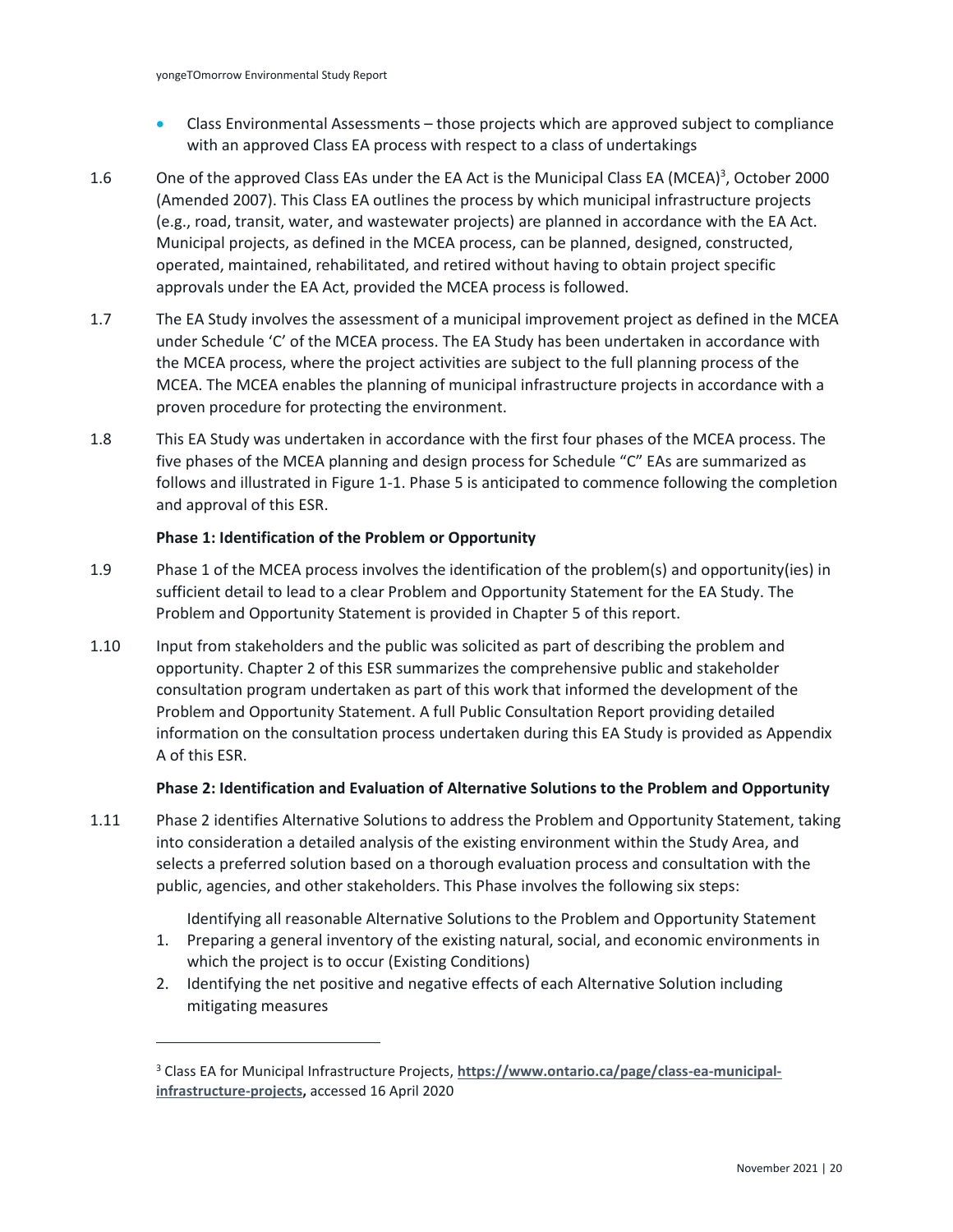- Class Environmental Assessments – those projects which are approved subject to compliance with an approved Class EA process with respect to a class of undertakings

1.6 One of the approved Class EAs under the EA Act is the Municipal Class EA (MCEA)[3], October 2000 (Amended 2007). This Class EA outlines the process by which municipal infrastructure projects (e.g., road, transit, water, and wastewater projects) are planned in accordance with the EA Act. Municipal projects, as defined in the MCEA process, can be planned, designed, constructed, operated, maintained, rehabilitated, and retired without having to obtain project specific approvals under the EA Act, provided the MCEA process is followed.

1.7 The EA Study involves the assessment of a municipal improvement project as defined in the MCEA under Schedule 'C' of the MCEA process. The EA Study has been undertaken in accordance with the MCEA process, where the project activities are subject to the full planning process of the MCEA. The MCEA enables the planning of municipal infrastructure projects in accordance with a proven procedure for protecting the environment.

1.8 This EA Study was undertaken in accordance with the first four phases of the MCEA process. The five phases of the MCEA planning and design process for Schedule "C" EAs are summarized as follows and illustrated in Figure 1-1. Phase 5 is anticipated to commence following the completion and approval of this ESR.

**Phase 1: Identification of the Problem or Opportunity**

1.9 Phase 1 of the MCEA process involves the identification of the problem(s) and opportunity(ies) in sufficient detail to lead to a clear Problem and Opportunity Statement for the EA Study. The Problem and Opportunity Statement is provided in Chapter 5 of this report.

1.10 Input from stakeholders and the public was solicited as part of describing the problem and opportunity. Chapter 2 of this ESR summarizes the comprehensive public and stakeholder consultation program undertaken as part of this work that informed the development of the Problem and Opportunity Statement. A full Public Consultation Report providing detailed information on the consultation process undertaken during this EA Study is provided as Appendix A of this ESR.

**Phase 2: Identification and Evaluation of Alternative Solutions to the Problem and Opportunity**

1.11 Phase 2 identifies Alternative Solutions to address the Problem and Opportunity Statement, taking into consideration a detailed analysis of the existing environment within the Study Area, and selects a preferred solution based on a thorough evaluation process and consultation with the public, agencies, and other stakeholders. This Phase involves the following six steps:

Identifying all reasonable Alternative Solutions to the Problem and Opportunity Statement

1. Preparing a general inventory of the existing natural, social, and economic environments in which the project is to occur (Existing Conditions)
2. Identifying the net positive and negative effects of each Alternative Solution including mitigating measures

[3] Class EA for Municipal Infrastructure Projects, **https://www.ontario.ca/page/class-ea-municipal-infrastructure-projects,** accessed 16 April 2020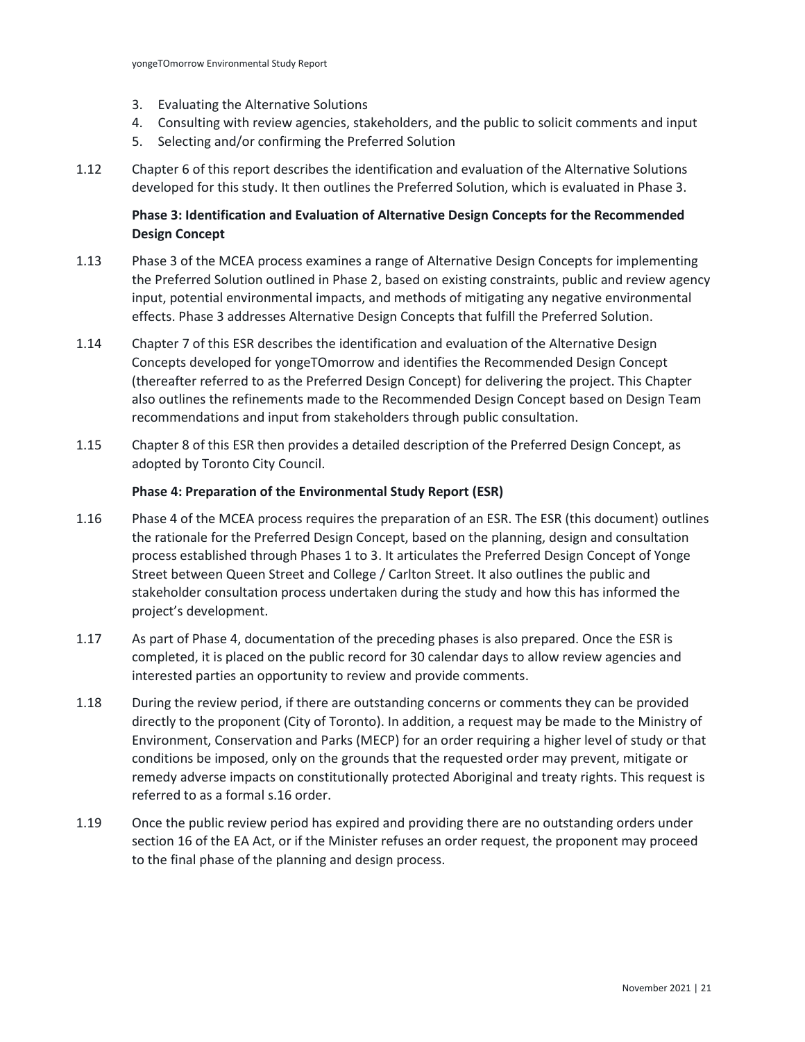3. Evaluating the Alternative Solutions
4. Consulting with review agencies, stakeholders, and the public to solicit comments and input
5. Selecting and/or confirming the Preferred Solution

1.12 Chapter 6 of this report describes the identification and evaluation of the Alternative Solutions developed for this study. It then outlines the Preferred Solution, which is evaluated in Phase 3.

**Phase 3: Identification and Evaluation of Alternative Design Concepts for the Recommended Design Concept**

1.13 Phase 3 of the MCEA process examines a range of Alternative Design Concepts for implementing the Preferred Solution outlined in Phase 2, based on existing constraints, public and review agency input, potential environmental impacts, and methods of mitigating any negative environmental effects. Phase 3 addresses Alternative Design Concepts that fulfill the Preferred Solution.

1.14 Chapter 7 of this ESR describes the identification and evaluation of the Alternative Design Concepts developed for yongeTOmorrow and identifies the Recommended Design Concept (thereafter referred to as the Preferred Design Concept) for delivering the project. This Chapter also outlines the refinements made to the Recommended Design Concept based on Design Team recommendations and input from stakeholders through public consultation.

1.15 Chapter 8 of this ESR then provides a detailed description of the Preferred Design Concept, as adopted by Toronto City Council.

**Phase 4: Preparation of the Environmental Study Report (ESR)**

1.16 Phase 4 of the MCEA process requires the preparation of an ESR. The ESR (this document) outlines the rationale for the Preferred Design Concept, based on the planning, design and consultation process established through Phases 1 to 3. It articulates the Preferred Design Concept of Yonge Street between Queen Street and College / Carlton Street. It also outlines the public and stakeholder consultation process undertaken during the study and how this has informed the project's development.

1.17 As part of Phase 4, documentation of the preceding phases is also prepared. Once the ESR is completed, it is placed on the public record for 30 calendar days to allow review agencies and interested parties an opportunity to review and provide comments.

1.18 During the review period, if there are outstanding concerns or comments they can be provided directly to the proponent (City of Toronto). In addition, a request may be made to the Ministry of Environment, Conservation and Parks (MECP) for an order requiring a higher level of study or that conditions be imposed, only on the grounds that the requested order may prevent, mitigate or remedy adverse impacts on constitutionally protected Aboriginal and treaty rights. This request is referred to as a formal s.16 order.

1.19 Once the public review period has expired and providing there are no outstanding orders under section 16 of the EA Act, or if the Minister refuses an order request, the proponent may proceed to the final phase of the planning and design process.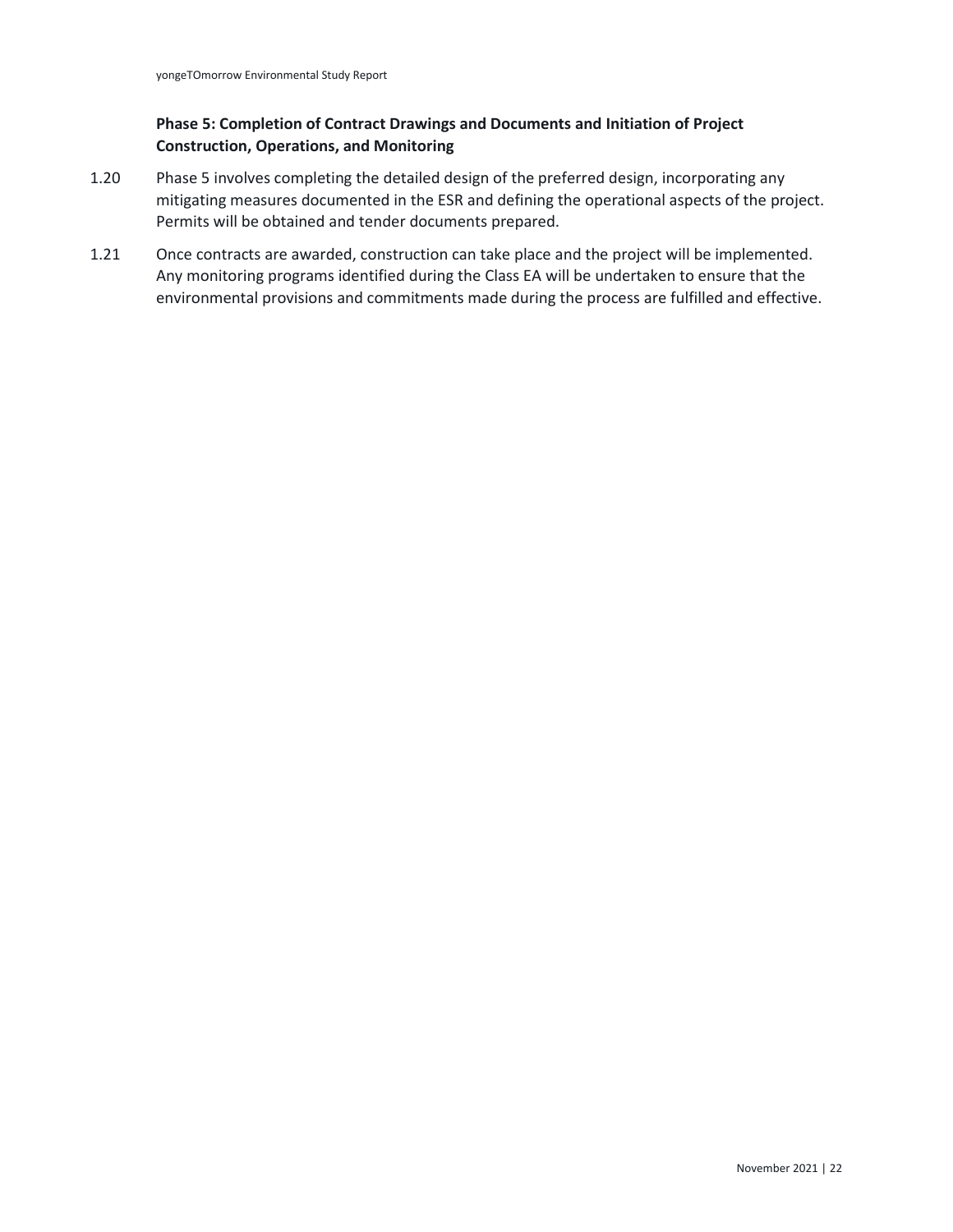### Phase 5: Completion of Contract Drawings and Documents and Initiation of Project Construction, Operations, and Monitoring

1.20 Phase 5 involves completing the detailed design of the preferred design, incorporating any mitigating measures documented in the ESR and defining the operational aspects of the project. Permits will be obtained and tender documents prepared.

1.21 Once contracts are awarded, construction can take place and the project will be implemented. Any monitoring programs identified during the Class EA will be undertaken to ensure that the environmental provisions and commitments made during the process are fulfilled and effective.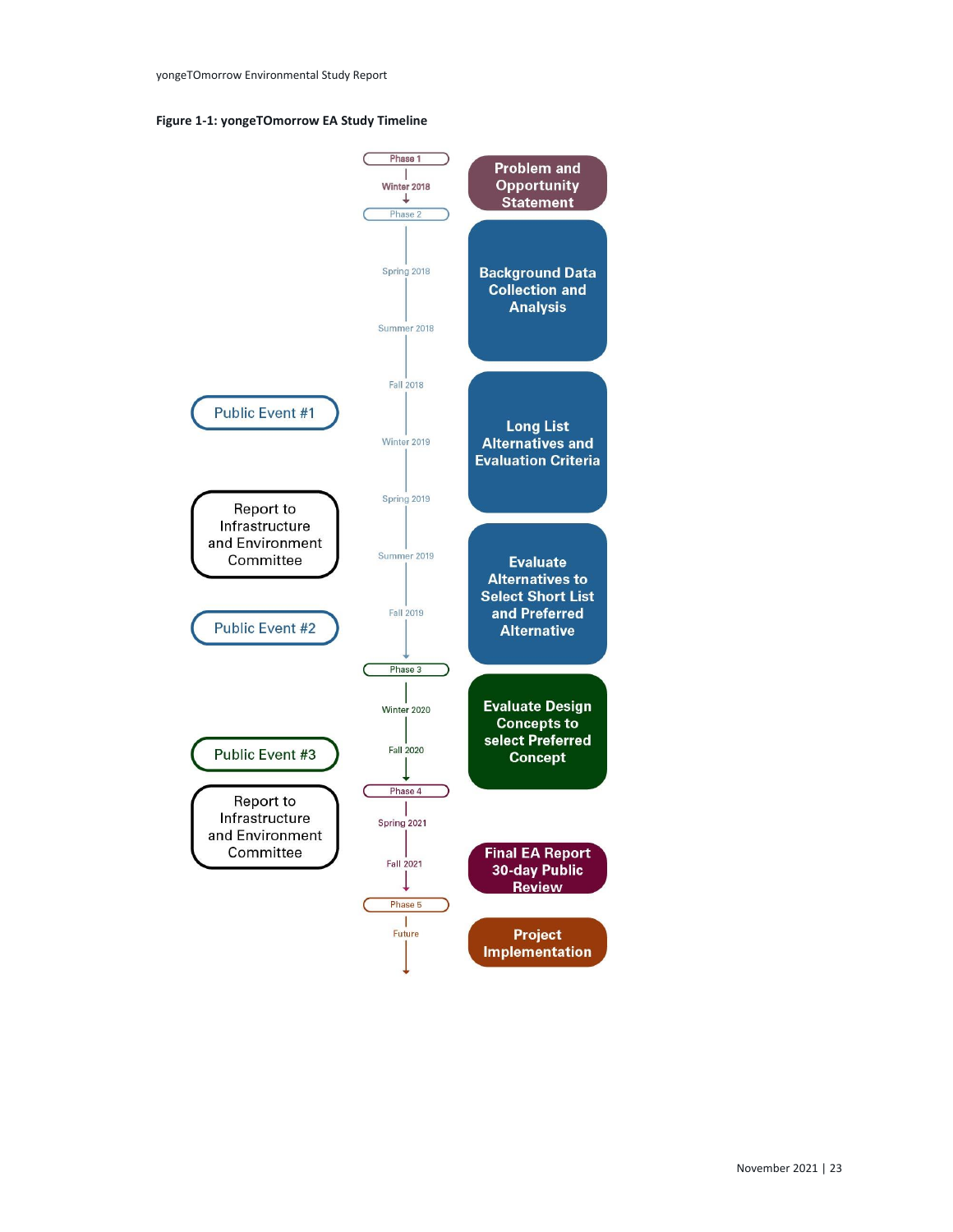**Figure 1-1: yongeTOmorrow EA Study Timeline**

Phase 1
Winter 2018
**Problem and Opportunity Statement**

Phase 2
Spring 2018
Summer 2018
**Background Data Collection and Analysis**

Fall 2018
Public Event #1
Winter 2019
**Long List Alternatives and Evaluation Criteria**

Spring 2019
Report to Infrastructure and Environment Committee
Summer 2019
Fall 2019
Public Event #2
**Evaluate Alternatives to Select Short List and Preferred Alternative**

Phase 3
Winter 2020
Fall 2020
Public Event #3
**Evaluate Design Concepts to select Preferred Concept**

Phase 4
Spring 2021
Report to Infrastructure and Environment Committee
Fall 2021
**Final EA Report 30-day Public Review**

Phase 5
Future
**Project Implementation**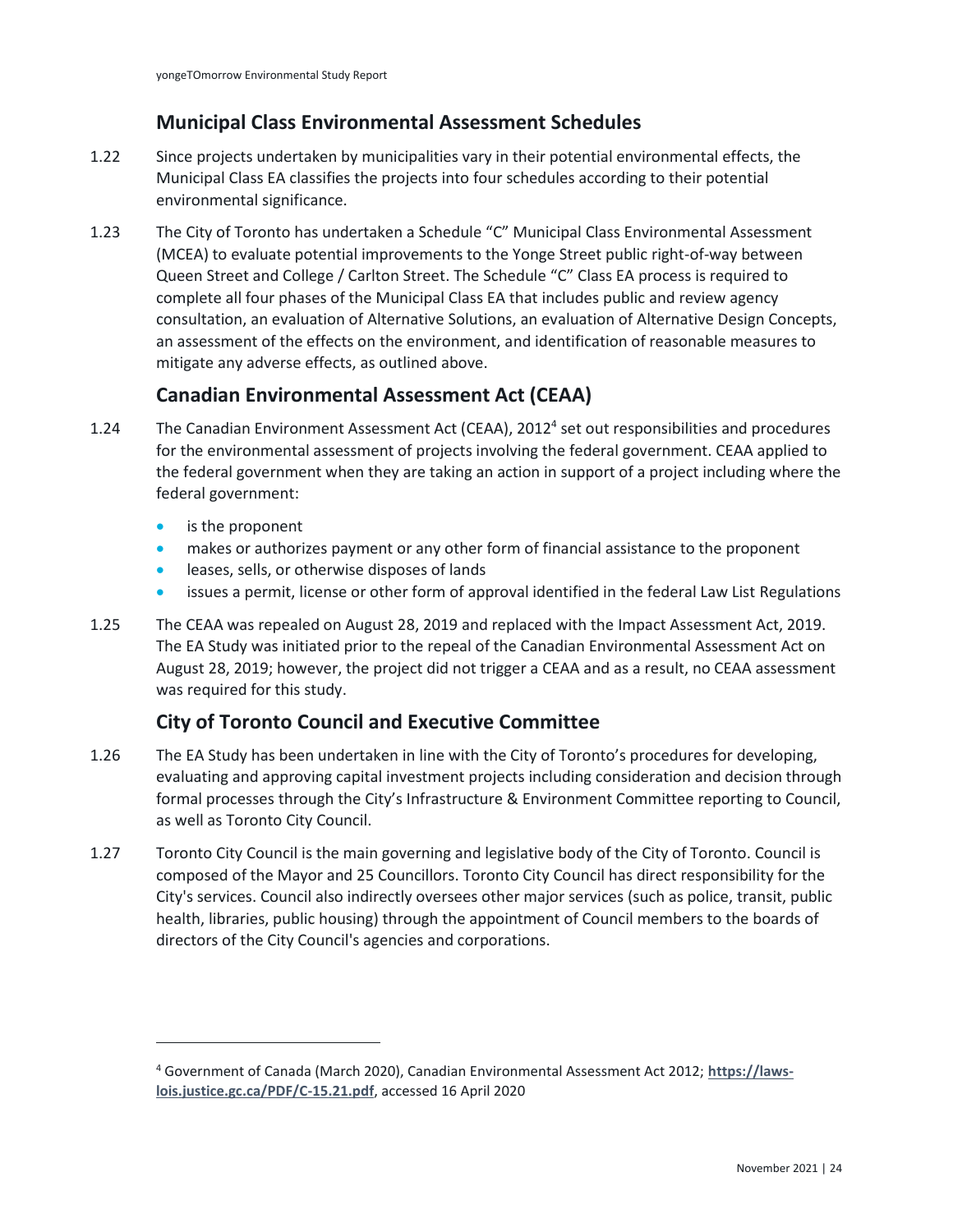## Municipal Class Environmental Assessment Schedules

1.22 Since projects undertaken by municipalities vary in their potential environmental effects, the Municipal Class EA classifies the projects into four schedules according to their potential environmental significance.

1.23 The City of Toronto has undertaken a Schedule "C" Municipal Class Environmental Assessment (MCEA) to evaluate potential improvements to the Yonge Street public right-of-way between Queen Street and College / Carlton Street. The Schedule "C" Class EA process is required to complete all four phases of the Municipal Class EA that includes public and review agency consultation, an evaluation of Alternative Solutions, an evaluation of Alternative Design Concepts, an assessment of the effects on the environment, and identification of reasonable measures to mitigate any adverse effects, as outlined above.

## Canadian Environmental Assessment Act (CEAA)

1.24 The Canadian Environment Assessment Act (CEAA), 2012[4] set out responsibilities and procedures for the environmental assessment of projects involving the federal government. CEAA applied to the federal government when they are taking an action in support of a project including where the federal government:

- is the proponent
- makes or authorizes payment or any other form of financial assistance to the proponent
- leases, sells, or otherwise disposes of lands
- issues a permit, license or other form of approval identified in the federal Law List Regulations

1.25 The CEAA was repealed on August 28, 2019 and replaced with the Impact Assessment Act, 2019. The EA Study was initiated prior to the repeal of the Canadian Environmental Assessment Act on August 28, 2019; however, the project did not trigger a CEAA and as a result, no CEAA assessment was required for this study.

## City of Toronto Council and Executive Committee

1.26 The EA Study has been undertaken in line with the City of Toronto's procedures for developing, evaluating and approving capital investment projects including consideration and decision through formal processes through the City's Infrastructure & Environment Committee reporting to Council, as well as Toronto City Council.

1.27 Toronto City Council is the main governing and legislative body of the City of Toronto. Council is composed of the Mayor and 25 Councillors. Toronto City Council has direct responsibility for the City's services. Council also indirectly oversees other major services (such as police, transit, public health, libraries, public housing) through the appointment of Council members to the boards of directors of the City Council's agencies and corporations.

---

[4] Government of Canada (March 2020), Canadian Environmental Assessment Act 2012; **https://laws-lois.justice.gc.ca/PDF/C-15.21.pdf**, accessed 16 April 2020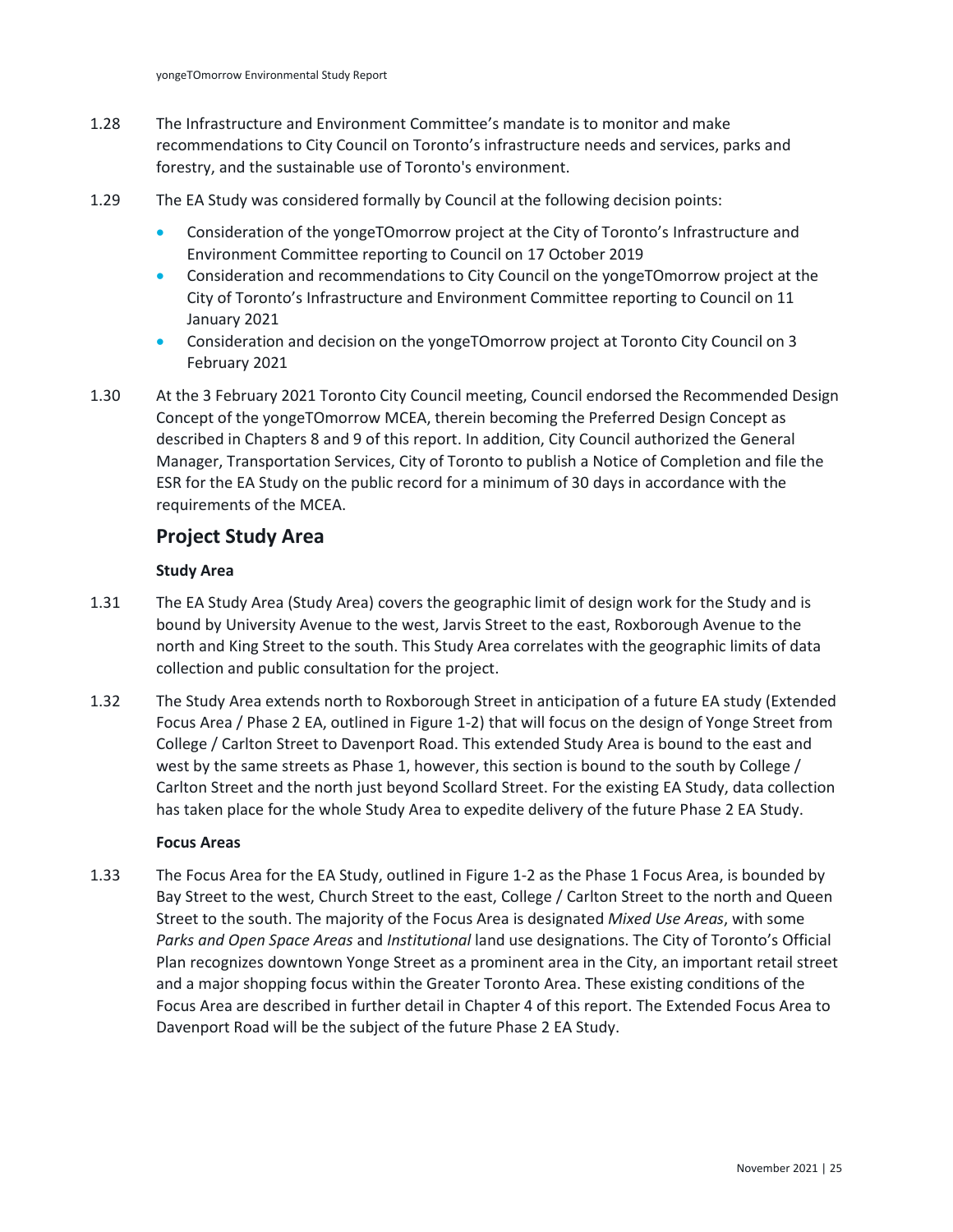1.28 The Infrastructure and Environment Committee's mandate is to monitor and make recommendations to City Council on Toronto's infrastructure needs and services, parks and forestry, and the sustainable use of Toronto's environment.

1.29 The EA Study was considered formally by Council at the following decision points:

- Consideration of the yongeTOmorrow project at the City of Toronto's Infrastructure and Environment Committee reporting to Council on 17 October 2019
- Consideration and recommendations to City Council on the yongeTOmorrow project at the City of Toronto's Infrastructure and Environment Committee reporting to Council on 11 January 2021
- Consideration and decision on the yongeTOmorrow project at Toronto City Council on 3 February 2021

1.30 At the 3 February 2021 Toronto City Council meeting, Council endorsed the Recommended Design Concept of the yongeTOmorrow MCEA, therein becoming the Preferred Design Concept as described in Chapters 8 and 9 of this report. In addition, City Council authorized the General Manager, Transportation Services, City of Toronto to publish a Notice of Completion and file the ESR for the EA Study on the public record for a minimum of 30 days in accordance with the requirements of the MCEA.

## Project Study Area

### Study Area

1.31 The EA Study Area (Study Area) covers the geographic limit of design work for the Study and is bound by University Avenue to the west, Jarvis Street to the east, Roxborough Avenue to the north and King Street to the south. This Study Area correlates with the geographic limits of data collection and public consultation for the project.

1.32 The Study Area extends north to Roxborough Street in anticipation of a future EA study (Extended Focus Area / Phase 2 EA, outlined in Figure 1-2) that will focus on the design of Yonge Street from College / Carlton Street to Davenport Road. This extended Study Area is bound to the east and west by the same streets as Phase 1, however, this section is bound to the south by College / Carlton Street and the north just beyond Scollard Street. For the existing EA Study, data collection has taken place for the whole Study Area to expedite delivery of the future Phase 2 EA Study.

### Focus Areas

1.33 The Focus Area for the EA Study, outlined in Figure 1-2 as the Phase 1 Focus Area, is bounded by Bay Street to the west, Church Street to the east, College / Carlton Street to the north and Queen Street to the south. The majority of the Focus Area is designated *Mixed Use Areas*, with some *Parks and Open Space Areas* and *Institutional* land use designations. The City of Toronto's Official Plan recognizes downtown Yonge Street as a prominent area in the City, an important retail street and a major shopping focus within the Greater Toronto Area. These existing conditions of the Focus Area are described in further detail in Chapter 4 of this report. The Extended Focus Area to Davenport Road will be the subject of the future Phase 2 EA Study.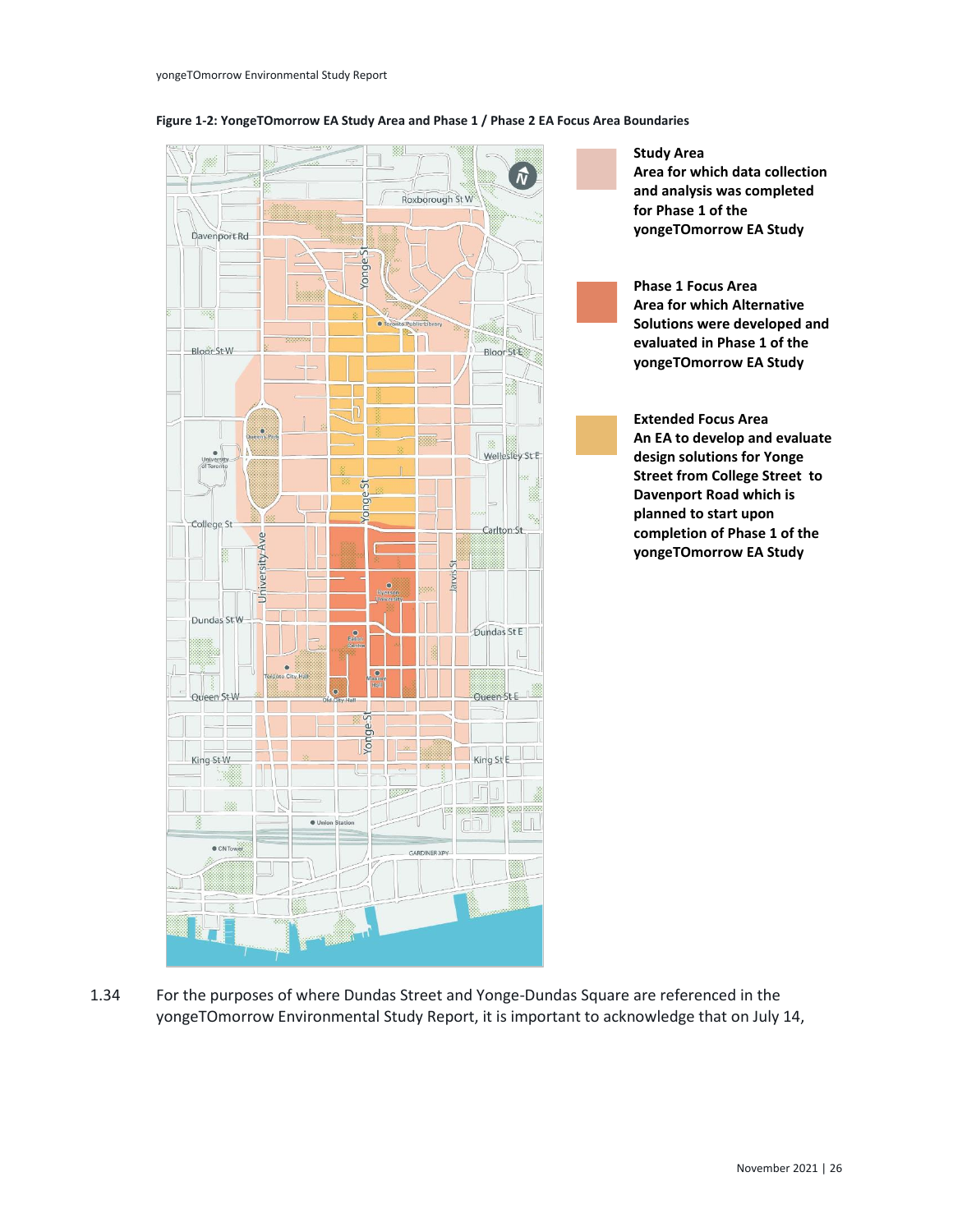**Figure 1-2: YongeTOmorrow EA Study Area and Phase 1 / Phase 2 EA Focus Area Boundaries**

**Study Area**
**Area for which data collection and analysis was completed for Phase 1 of the yongeTOmorrow EA Study**

**Phase 1 Focus Area**
**Area for which Alternative Solutions were developed and evaluated in Phase 1 of the yongeTOmorrow EA Study**

**Extended Focus Area**
**An EA to develop and evaluate design solutions for Yonge Street from College Street to Davenport Road which is planned to start upon completion of Phase 1 of the yongeTOmorrow EA Study**

1.34 For the purposes of where Dundas Street and Yonge-Dundas Square are referenced in the yongeTOmorrow Environmental Study Report, it is important to acknowledge that on July 14,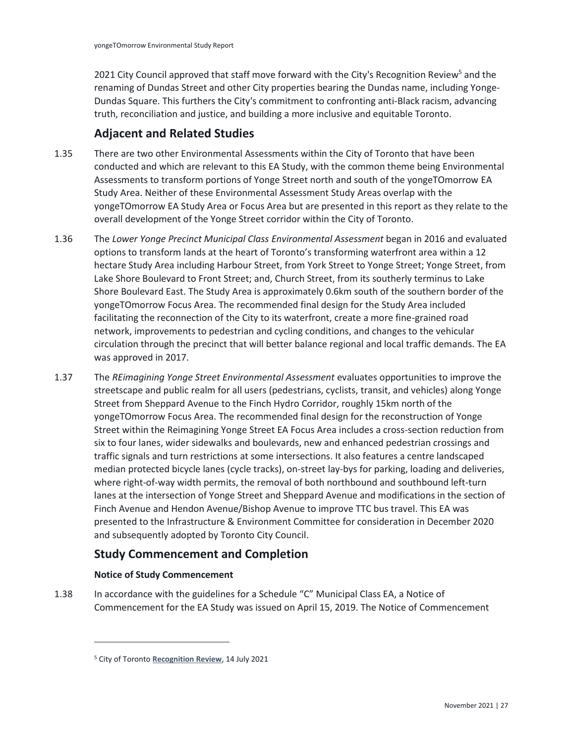2021 City Council approved that staff move forward with the City's Recognition Review[5] and the renaming of Dundas Street and other City properties bearing the Dundas name, including Yonge-Dundas Square. This furthers the City's commitment to confronting anti-Black racism, advancing truth, reconciliation and justice, and building a more inclusive and equitable Toronto.

## Adjacent and Related Studies

1.35 There are two other Environmental Assessments within the City of Toronto that have been conducted and which are relevant to this EA Study, with the common theme being Environmental Assessments to transform portions of Yonge Street north and south of the yongeTOmorrow EA Study Area. Neither of these Environmental Assessment Study Areas overlap with the yongeTOmorrow EA Study Area or Focus Area but are presented in this report as they relate to the overall development of the Yonge Street corridor within the City of Toronto.

1.36 The *Lower Yonge Precinct Municipal Class Environmental Assessment* began in 2016 and evaluated options to transform lands at the heart of Toronto's transforming waterfront area within a 12 hectare Study Area including Harbour Street, from York Street to Yonge Street; Yonge Street, from Lake Shore Boulevard to Front Street; and, Church Street, from its southerly terminus to Lake Shore Boulevard East. The Study Area is approximately 0.6km south of the southern border of the yongeTOmorrow Focus Area. The recommended final design for the Study Area included facilitating the reconnection of the City to its waterfront, create a more fine-grained road network, improvements to pedestrian and cycling conditions, and changes to the vehicular circulation through the precinct that will better balance regional and local traffic demands. The EA was approved in 2017.

1.37 The *REimagining Yonge Street Environmental Assessment* evaluates opportunities to improve the streetscape and public realm for all users (pedestrians, cyclists, transit, and vehicles) along Yonge Street from Sheppard Avenue to the Finch Hydro Corridor, roughly 15km north of the yongeTOmorrow Focus Area. The recommended final design for the reconstruction of Yonge Street within the Reimagining Yonge Street EA Focus Area includes a cross-section reduction from six to four lanes, wider sidewalks and boulevards, new and enhanced pedestrian crossings and traffic signals and turn restrictions at some intersections. It also features a centre landscaped median protected bicycle lanes (cycle tracks), on-street lay-bys for parking, loading and deliveries, where right-of-way width permits, the removal of both northbound and southbound left-turn lanes at the intersection of Yonge Street and Sheppard Avenue and modifications in the section of Finch Avenue and Hendon Avenue/Bishop Avenue to improve TTC bus travel. This EA was presented to the Infrastructure & Environment Committee for consideration in December 2020 and subsequently adopted by Toronto City Council.

## Study Commencement and Completion

### Notice of Study Commencement

1.38 In accordance with the guidelines for a Schedule "C" Municipal Class EA, a Notice of Commencement for the EA Study was issued on April 15, 2019. The Notice of Commencement

---

[5] City of Toronto **Recognition Review**, 14 July 2021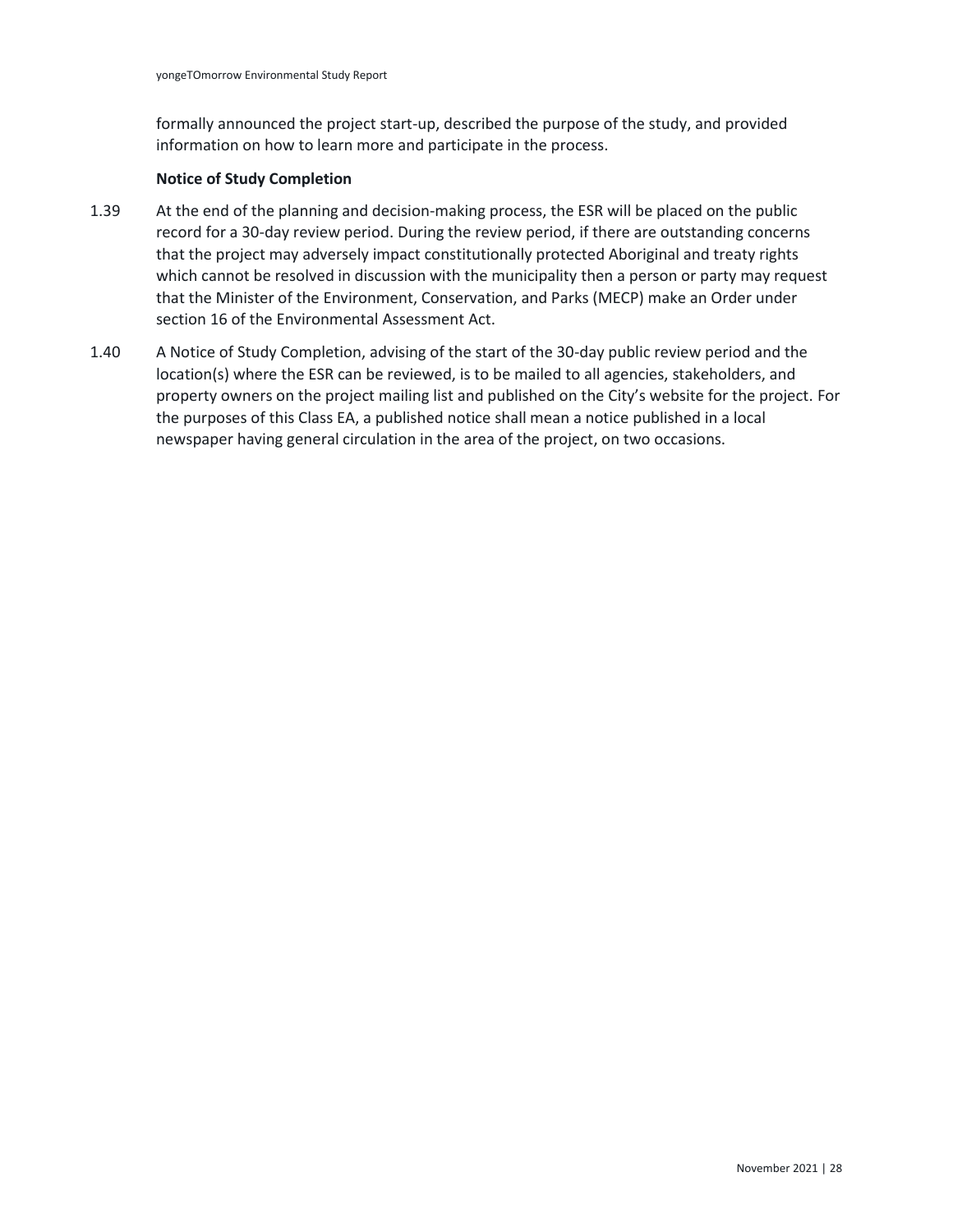formally announced the project start-up, described the purpose of the study, and provided information on how to learn more and participate in the process.

**Notice of Study Completion**

1.39 At the end of the planning and decision-making process, the ESR will be placed on the public record for a 30-day review period. During the review period, if there are outstanding concerns that the project may adversely impact constitutionally protected Aboriginal and treaty rights which cannot be resolved in discussion with the municipality then a person or party may request that the Minister of the Environment, Conservation, and Parks (MECP) make an Order under section 16 of the Environmental Assessment Act.

1.40 A Notice of Study Completion, advising of the start of the 30-day public review period and the location(s) where the ESR can be reviewed, is to be mailed to all agencies, stakeholders, and property owners on the project mailing list and published on the City's website for the project. For the purposes of this Class EA, a published notice shall mean a notice published in a local newspaper having general circulation in the area of the project, on two occasions.